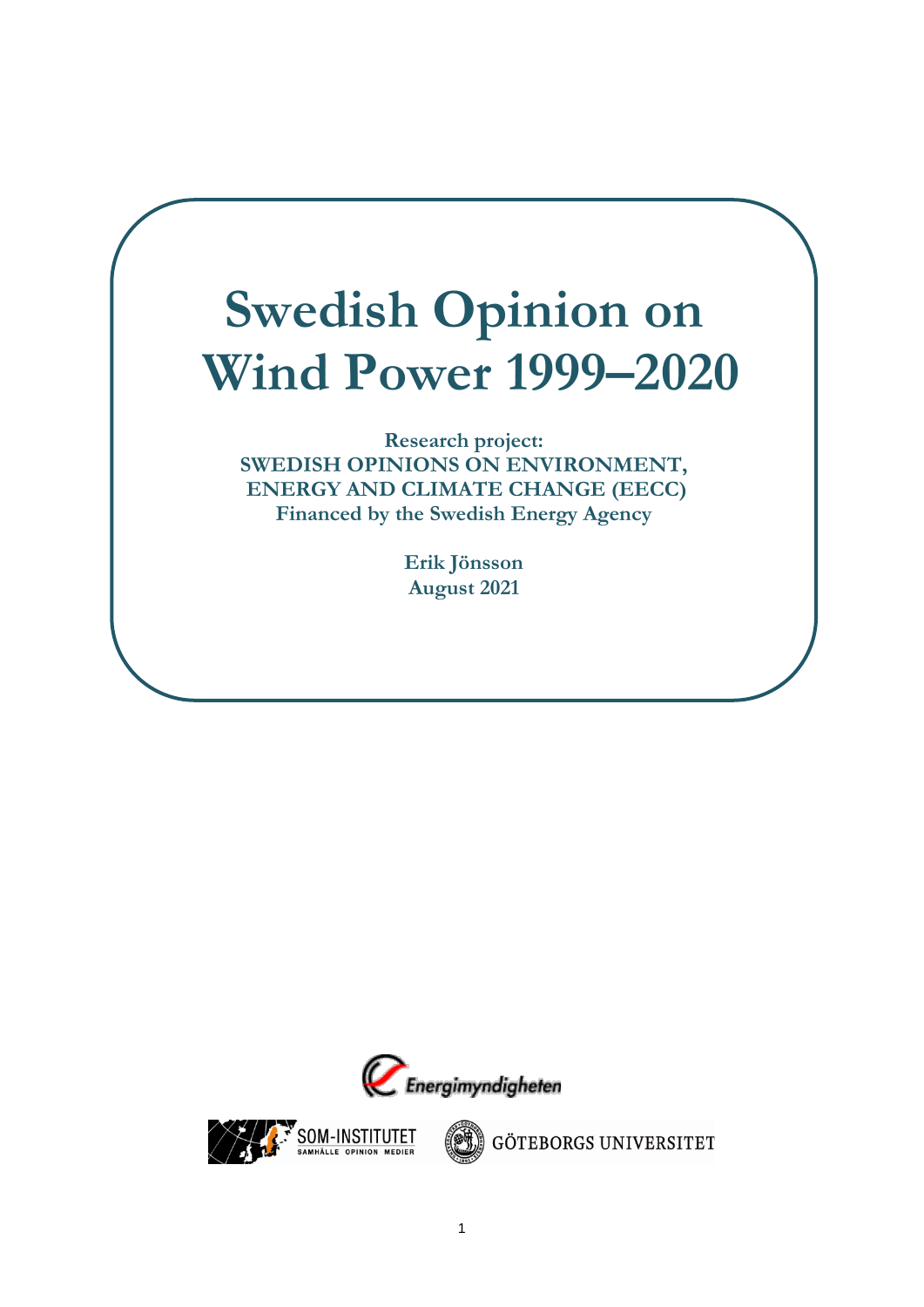# Swedish Opinion on Wind Power 1999–2020

**Research project:**
**SWEDISH OPINIONS ON ENVIRONMENT, ENERGY AND CLIMATE CHANGE (EECC)**
**Financed by the Swedish Energy Agency**

**Erik Jönsson**
**August 2021**

Energimyndigheten

SOM-INSTITUTET SAMHÄLLE OPINION MEDIER

GÖTEBORGS UNIVERSITET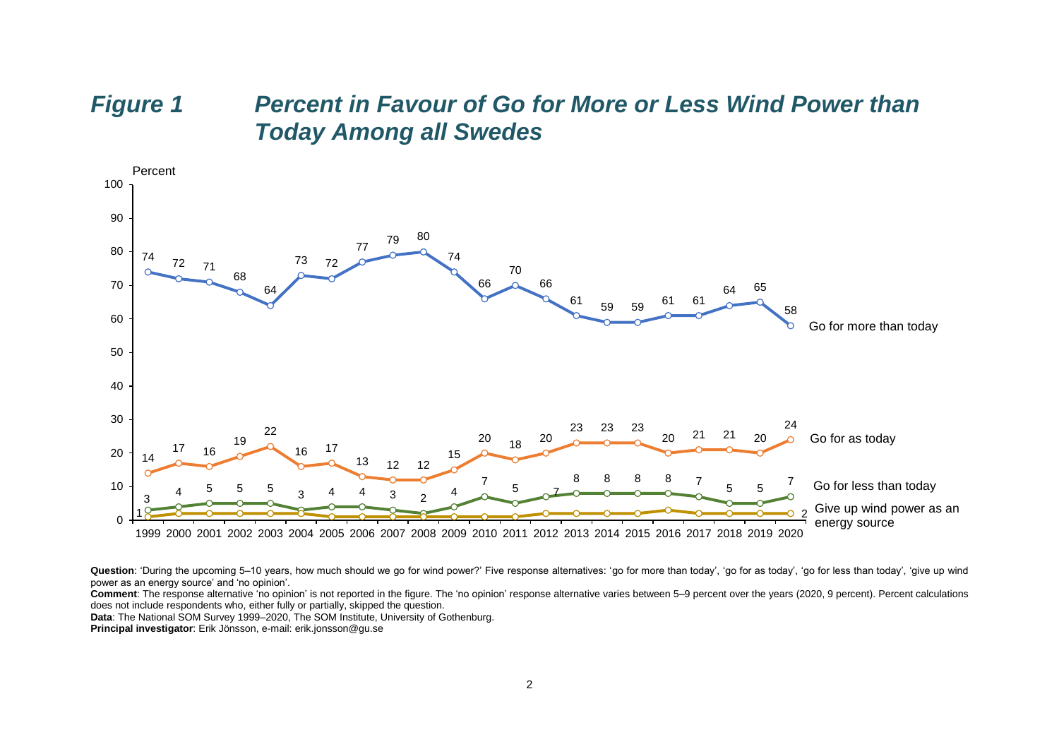# *Figure 1 Percent in Favour of Go for More or Less Wind Power than Today Among all Swedes*

| Year | Go for more than today | Go for as today | Go for less than today | Give up wind power as an energy source |
|---|---|---|---|---|
| 1999 | 74 | 14 | 3 | 1 |
| 2000 | 72 | 17 | 4 | |
| 2001 | 71 | 16 | 5 | |
| 2002 | 68 | 19 | 5 | |
| 2003 | 64 | 22 | 5 | |
| 2004 | 73 | 16 | 3 | |
| 2005 | 72 | 17 | 4 | |
| 2006 | 77 | 13 | 4 | |
| 2007 | 79 | 12 | 3 | |
| 2008 | 80 | 12 | 2 | |
| 2009 | 74 | 15 | 4 | |
| 2010 | 66 | 20 | 7 | |
| 2011 | 70 | 18 | 5 | |
| 2012 | 66 | 20 | 7 | |
| 2013 | 61 | 23 | 8 | |
| 2014 | 59 | 23 | 8 | |
| 2015 | 59 | 23 | 8 | |
| 2016 | 61 | 20 | 8 | |
| 2017 | 61 | 21 | 7 | |
| 2018 | 64 | 21 | 5 | |
| 2019 | 65 | 20 | 5 | |
| 2020 | 58 | 24 | 7 | 2 |

**Question**: 'During the upcoming 5–10 years, how much should we go for wind power?' Five response alternatives: 'go for more than today', 'go for as today', 'go for less than today', 'give up wind power as an energy source' and 'no opinion'.

**Comment**: The response alternative 'no opinion' is not reported in the figure. The 'no opinion' response alternative varies between 5–9 percent over the years (2020, 9 percent). Percent calculations does not include respondents who, either fully or partially, skipped the question.

**Data**: The National SOM Survey 1999–2020, The SOM Institute, University of Gothenburg.

**Principal investigator**: Erik Jönsson, e-mail: erik.jonsson@gu.se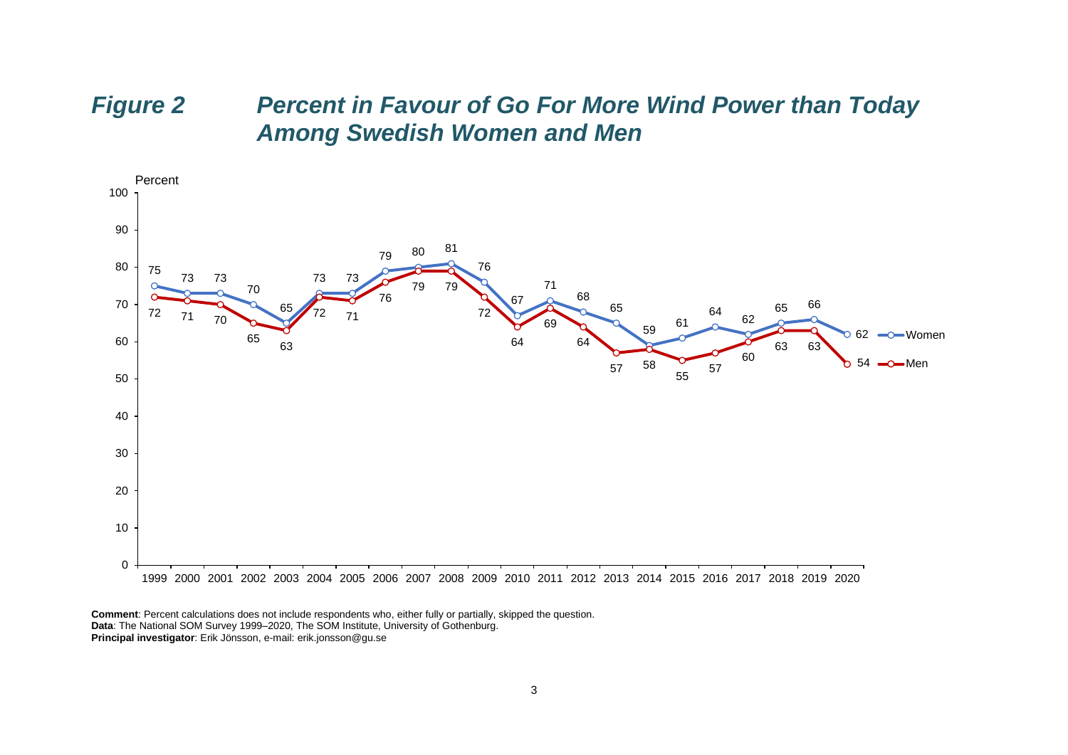## *Figure 2* *Percent in Favour of Go For More Wind Power than Today Among Swedish Women and Men*

| Year | Women | Men |
|---|---|---|
| 1999 | 75 | 72 |
| 2000 | 73 | 71 |
| 2001 | 73 | 70 |
| 2002 | 70 | 65 |
| 2003 | 65 | 63 |
| 2004 | 73 | 72 |
| 2005 | 73 | 71 |
| 2006 | 79 | 76 |
| 2007 | 80 | 79 |
| 2008 | 81 | 79 |
| 2009 | 76 | 72 |
| 2010 | 67 | 64 |
| 2011 | 71 | 69 |
| 2012 | 68 | 64 |
| 2013 | 65 | 57 |
| 2014 | 59 | 58 |
| 2015 | 61 | 55 |
| 2016 | 64 | 57 |
| 2017 | 62 | 60 |
| 2018 | 65 | 63 |
| 2019 | 66 | 63 |
| 2020 | 62 | 54 |

**Comment**: Percent calculations does not include respondents who, either fully or partially, skipped the question.
**Data**: The National SOM Survey 1999–2020, The SOM Institute, University of Gothenburg.
**Principal investigator**: Erik Jönsson, e-mail: erik.jonsson@gu.se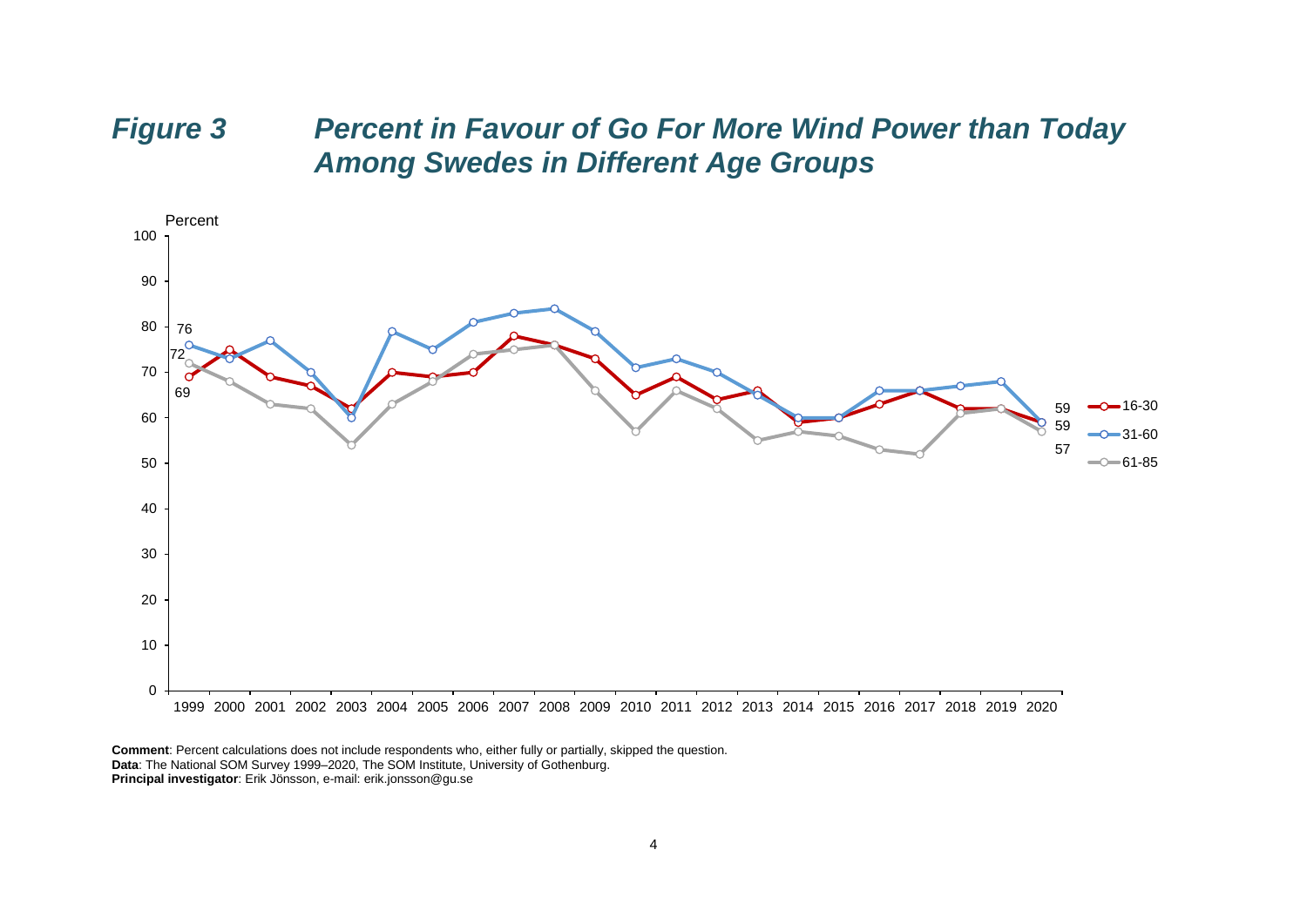## *Figure 3 Percent in Favour of Go For More Wind Power than Today Among Swedes in Different Age Groups*

**Comment**: Percent calculations does not include respondents who, either fully or partially, skipped the question.
**Data**: The National SOM Survey 1999–2020, The SOM Institute, University of Gothenburg.
**Principal investigator**: Erik Jönsson, e-mail: erik.jonsson@gu.se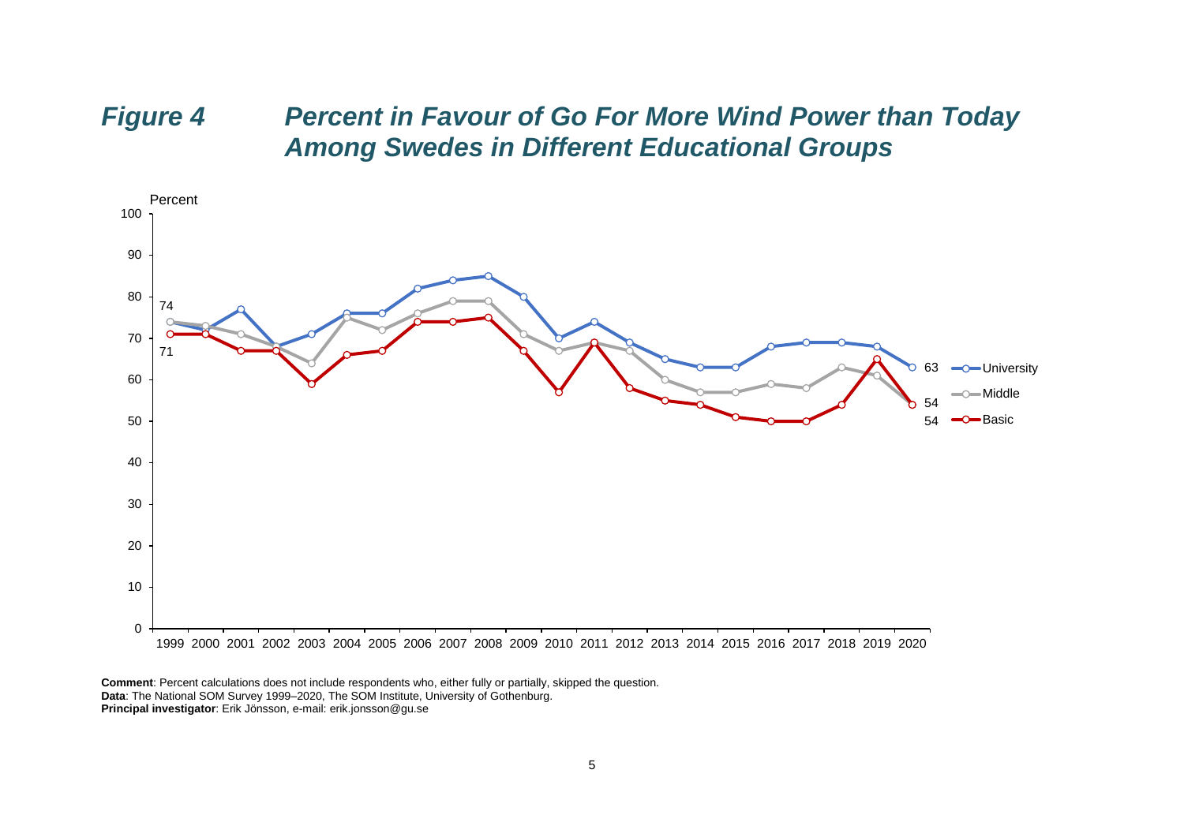## *Figure 4 Percent in Favour of Go For More Wind Power than Today Among Swedes in Different Educational Groups*

**Comment**: Percent calculations does not include respondents who, either fully or partially, skipped the question.
**Data**: The National SOM Survey 1999–2020, The SOM Institute, University of Gothenburg.
**Principal investigator**: Erik Jönsson, e-mail: erik.jonsson@gu.se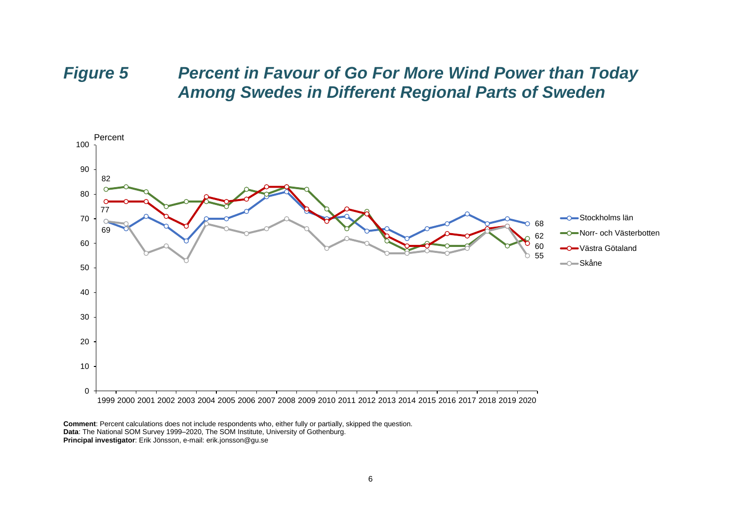## *Figure 5 Percent in Favour of Go For More Wind Power than Today Among Swedes in Different Regional Parts of Sweden*

**Comment**: Percent calculations does not include respondents who, either fully or partially, skipped the question.
**Data**: The National SOM Survey 1999–2020, The SOM Institute, University of Gothenburg.
**Principal investigator**: Erik Jönsson, e-mail: erik.jonsson@gu.se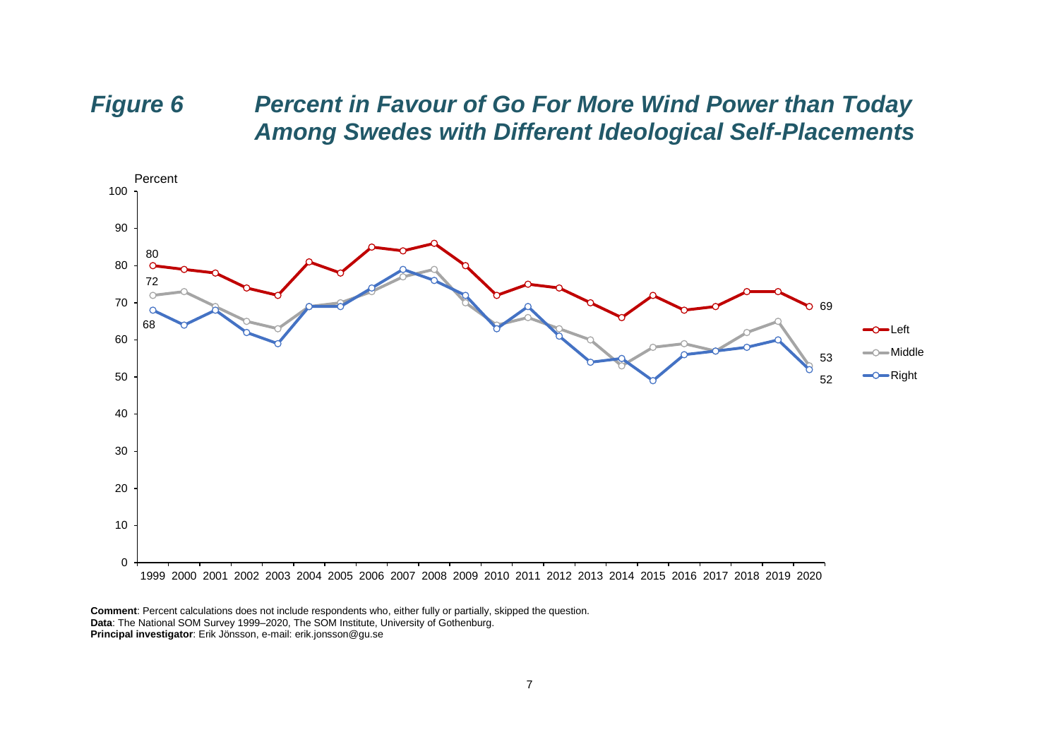# *Figure 6 Percent in Favour of Go For More Wind Power than Today Among Swedes with Different Ideological Self-Placements*

**Comment**: Percent calculations does not include respondents who, either fully or partially, skipped the question.
**Data**: The National SOM Survey 1999–2020, The SOM Institute, University of Gothenburg.
**Principal investigator**: Erik Jönsson, e-mail: erik.jonsson@gu.se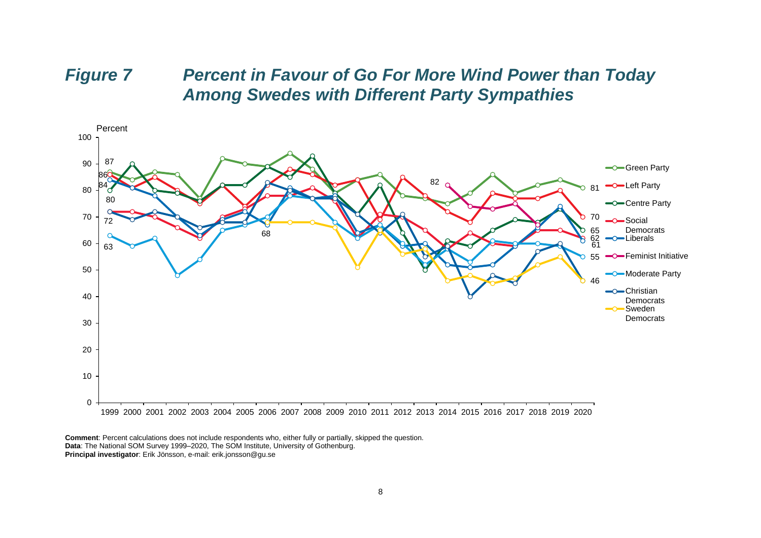## *Figure 7 Percent in Favour of Go For More Wind Power than Today Among Swedes with Different Party Sympathies*

**Comment**: Percent calculations does not include respondents who, either fully or partially, skipped the question.
**Data**: The National SOM Survey 1999–2020, The SOM Institute, University of Gothenburg.
**Principal investigator**: Erik Jönsson, e-mail: erik.jonsson@gu.se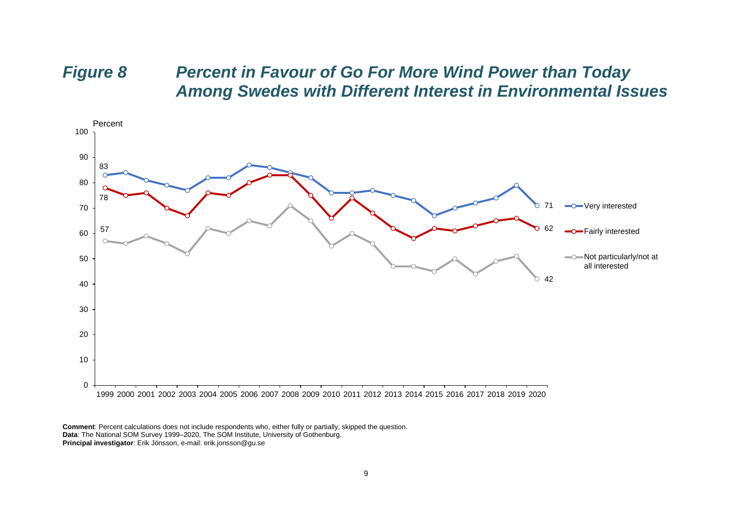## *Figure 8 Percent in Favour of Go For More Wind Power than Today Among Swedes with Different Interest in Environmental Issues*

**Comment**: Percent calculations does not include respondents who, either fully or partially, skipped the question.
**Data**: The National SOM Survey 1999–2020, The SOM Institute, University of Gothenburg.
**Principal investigator**: Erik Jönsson, e-mail: erik.jonsson@gu.se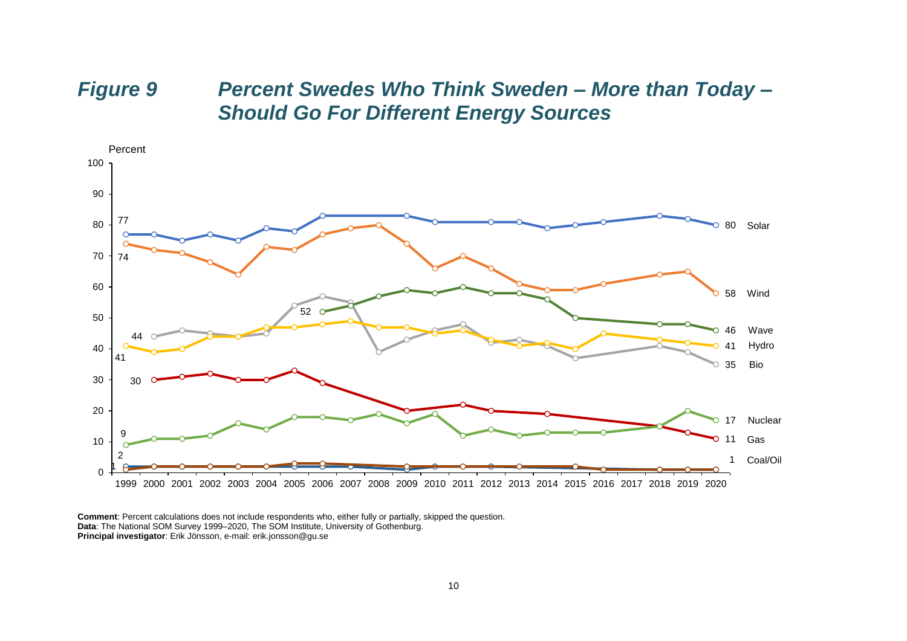# *Figure 9 Percent Swedes Who Think Sweden – More than Today – Should Go For Different Energy Sources*

**Comment**: Percent calculations does not include respondents who, either fully or partially, skipped the question.
**Data**: The National SOM Survey 1999–2020, The SOM Institute, University of Gothenburg.
**Principal investigator**: Erik Jönsson, e-mail: erik.jonsson@gu.se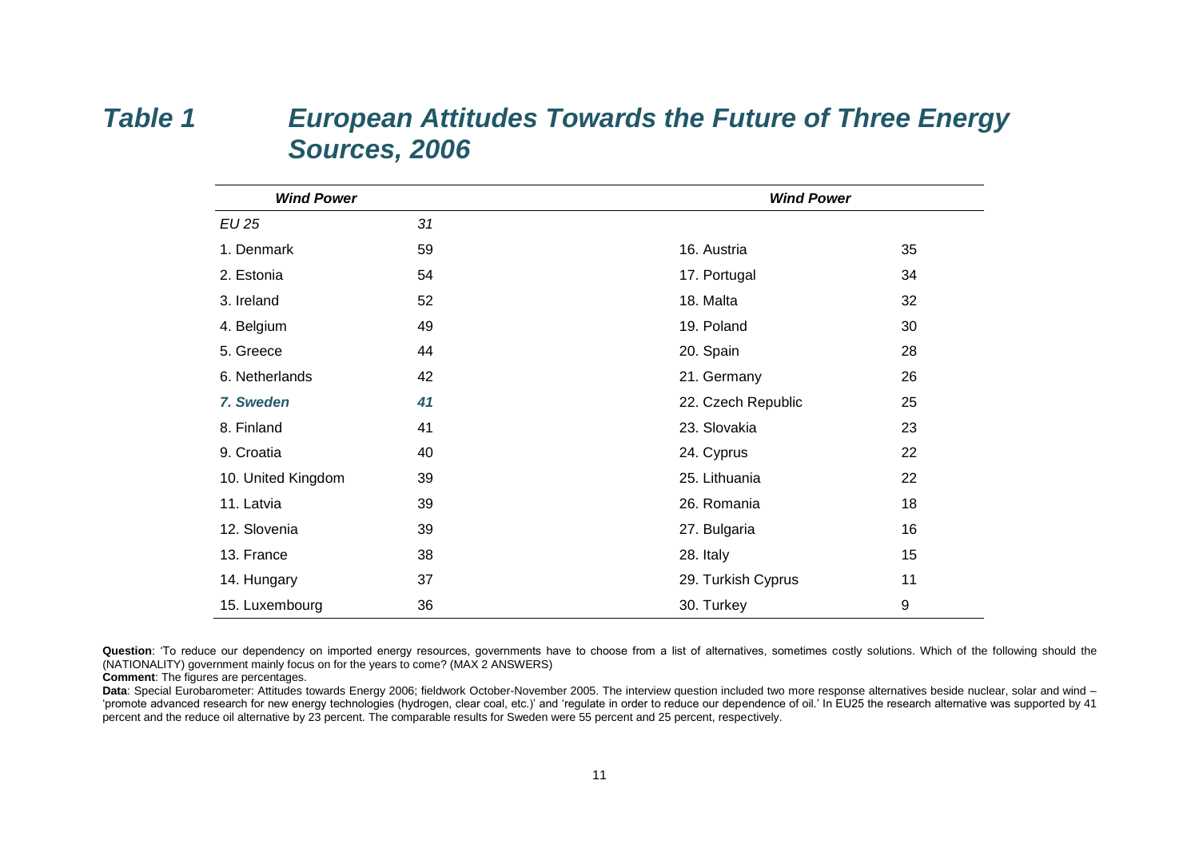## *Table 1 European Attitudes Towards the Future of Three Energy Sources, 2006*

| ***Wind Power*** | | ***Wind Power*** | |
|---|---|---|---|
| *EU 25* | *31* | | |
| 1. Denmark | 59 | 16. Austria | 35 |
| 2. Estonia | 54 | 17. Portugal | 34 |
| 3. Ireland | 52 | 18. Malta | 32 |
| 4. Belgium | 49 | 19. Poland | 30 |
| 5. Greece | 44 | 20. Spain | 28 |
| 6. Netherlands | 42 | 21. Germany | 26 |
| ***7. Sweden*** | ***41*** | 22. Czech Republic | 25 |
| 8. Finland | 41 | 23. Slovakia | 23 |
| 9. Croatia | 40 | 24. Cyprus | 22 |
| 10. United Kingdom | 39 | 25. Lithuania | 22 |
| 11. Latvia | 39 | 26. Romania | 18 |
| 12. Slovenia | 39 | 27. Bulgaria | 16 |
| 13. France | 38 | 28. Italy | 15 |
| 14. Hungary | 37 | 29. Turkish Cyprus | 11 |
| 15. Luxembourg | 36 | 30. Turkey | 9 |

**Question**: 'To reduce our dependency on imported energy resources, governments have to choose from a list of alternatives, sometimes costly solutions. Which of the following should the (NATIONALITY) government mainly focus on for the years to come? (MAX 2 ANSWERS)

**Comment**: The figures are percentages.

**Data**: Special Eurobarometer: Attitudes towards Energy 2006; fieldwork October-November 2005. The interview question included two more response alternatives beside nuclear, solar and wind – 'promote advanced research for new energy technologies (hydrogen, clear coal, etc.)' and 'regulate in order to reduce our dependence of oil.' In EU25 the research alternative was supported by 41 percent and the reduce oil alternative by 23 percent. The comparable results for Sweden were 55 percent and 25 percent, respectively.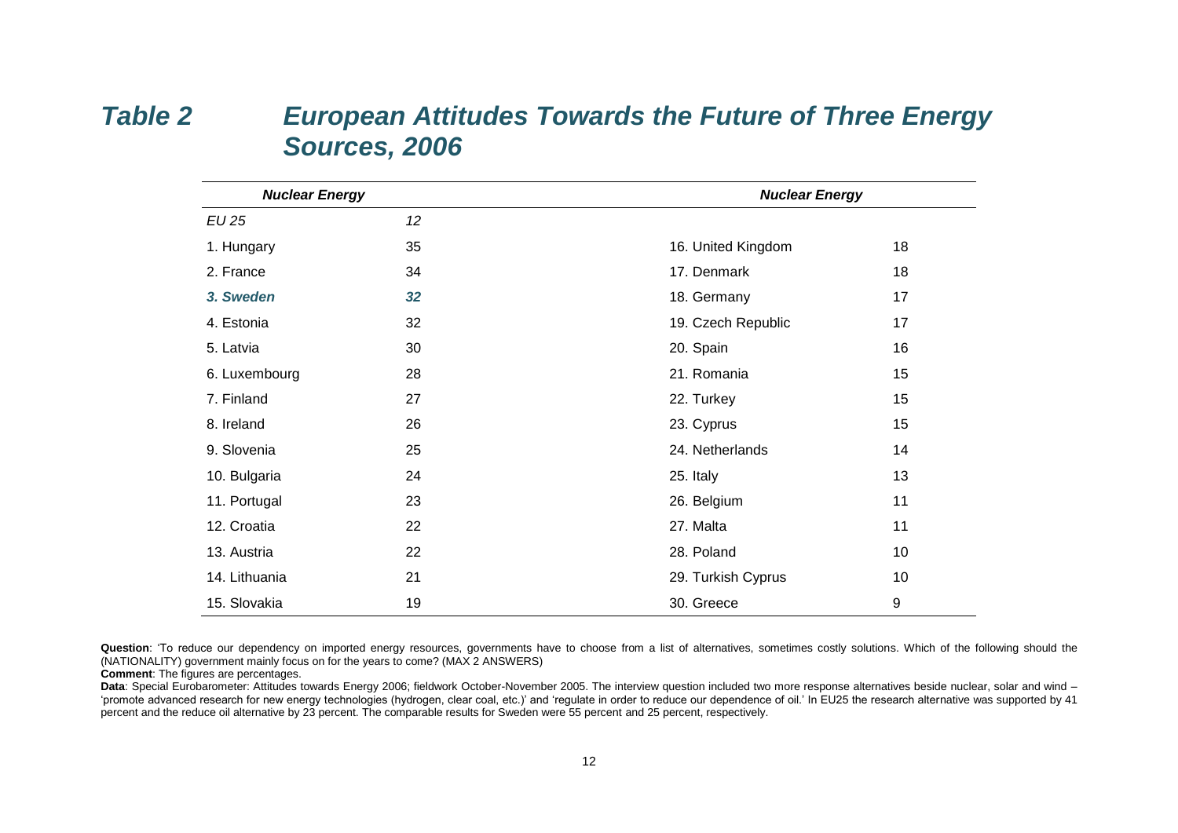## *Table 2 European Attitudes Towards the Future of Three Energy Sources, 2006*

| *Nuclear Energy* | | *Nuclear Energy* | |
|---|---|---|---|
| *EU 25* | *12* | | |
| 1. Hungary | 35 | 16. United Kingdom | 18 |
| 2. France | 34 | 17. Denmark | 18 |
| ***3. Sweden*** | ***32*** | 18. Germany | 17 |
| 4. Estonia | 32 | 19. Czech Republic | 17 |
| 5. Latvia | 30 | 20. Spain | 16 |
| 6. Luxembourg | 28 | 21. Romania | 15 |
| 7. Finland | 27 | 22. Turkey | 15 |
| 8. Ireland | 26 | 23. Cyprus | 15 |
| 9. Slovenia | 25 | 24. Netherlands | 14 |
| 10. Bulgaria | 24 | 25. Italy | 13 |
| 11. Portugal | 23 | 26. Belgium | 11 |
| 12. Croatia | 22 | 27. Malta | 11 |
| 13. Austria | 22 | 28. Poland | 10 |
| 14. Lithuania | 21 | 29. Turkish Cyprus | 10 |
| 15. Slovakia | 19 | 30. Greece | 9 |

**Question**: 'To reduce our dependency on imported energy resources, governments have to choose from a list of alternatives, sometimes costly solutions. Which of the following should the (NATIONALITY) government mainly focus on for the years to come? (MAX 2 ANSWERS)

**Comment**: The figures are percentages.

**Data**: Special Eurobarometer: Attitudes towards Energy 2006; fieldwork October-November 2005. The interview question included two more response alternatives beside nuclear, solar and wind – 'promote advanced research for new energy technologies (hydrogen, clear coal, etc.)' and 'regulate in order to reduce our dependence of oil.' In EU25 the research alternative was supported by 41 percent and the reduce oil alternative by 23 percent. The comparable results for Sweden were 55 percent and 25 percent, respectively.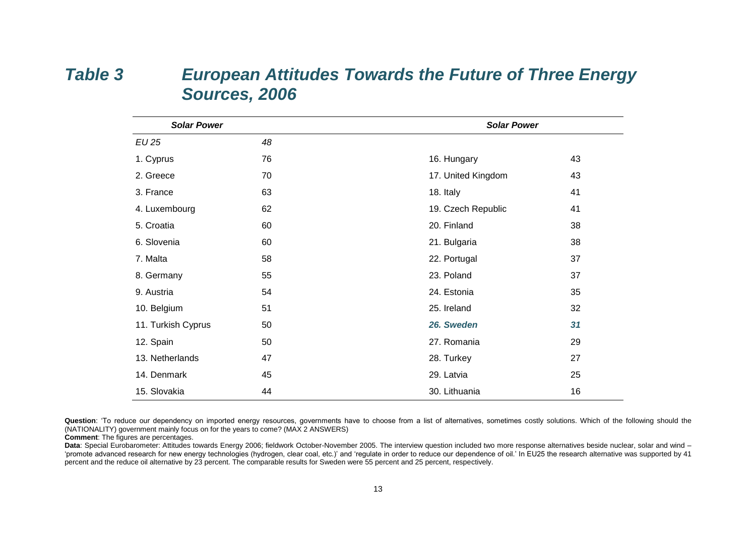## *Table 3 European Attitudes Towards the Future of Three Energy Sources, 2006*

| *Solar Power* | | *Solar Power* | |
|---|---|---|---|
| *EU 25* | *48* | | |
| 1. Cyprus | 76 | 16. Hungary | 43 |
| 2. Greece | 70 | 17. United Kingdom | 43 |
| 3. France | 63 | 18. Italy | 41 |
| 4. Luxembourg | 62 | 19. Czech Republic | 41 |
| 5. Croatia | 60 | 20. Finland | 38 |
| 6. Slovenia | 60 | 21. Bulgaria | 38 |
| 7. Malta | 58 | 22. Portugal | 37 |
| 8. Germany | 55 | 23. Poland | 37 |
| 9. Austria | 54 | 24. Estonia | 35 |
| 10. Belgium | 51 | 25. Ireland | 32 |
| 11. Turkish Cyprus | 50 | ***26. Sweden*** | ***31*** |
| 12. Spain | 50 | 27. Romania | 29 |
| 13. Netherlands | 47 | 28. Turkey | 27 |
| 14. Denmark | 45 | 29. Latvia | 25 |
| 15. Slovakia | 44 | 30. Lithuania | 16 |

**Question**: 'To reduce our dependency on imported energy resources, governments have to choose from a list of alternatives, sometimes costly solutions. Which of the following should the (NATIONALITY) government mainly focus on for the years to come? (MAX 2 ANSWERS)

**Comment**: The figures are percentages.

**Data**: Special Eurobarometer: Attitudes towards Energy 2006; fieldwork October-November 2005. The interview question included two more response alternatives beside nuclear, solar and wind – 'promote advanced research for new energy technologies (hydrogen, clear coal, etc.)' and 'regulate in order to reduce our dependence of oil.' In EU25 the research alternative was supported by 41 percent and the reduce oil alternative by 23 percent. The comparable results for Sweden were 55 percent and 25 percent, respectively.